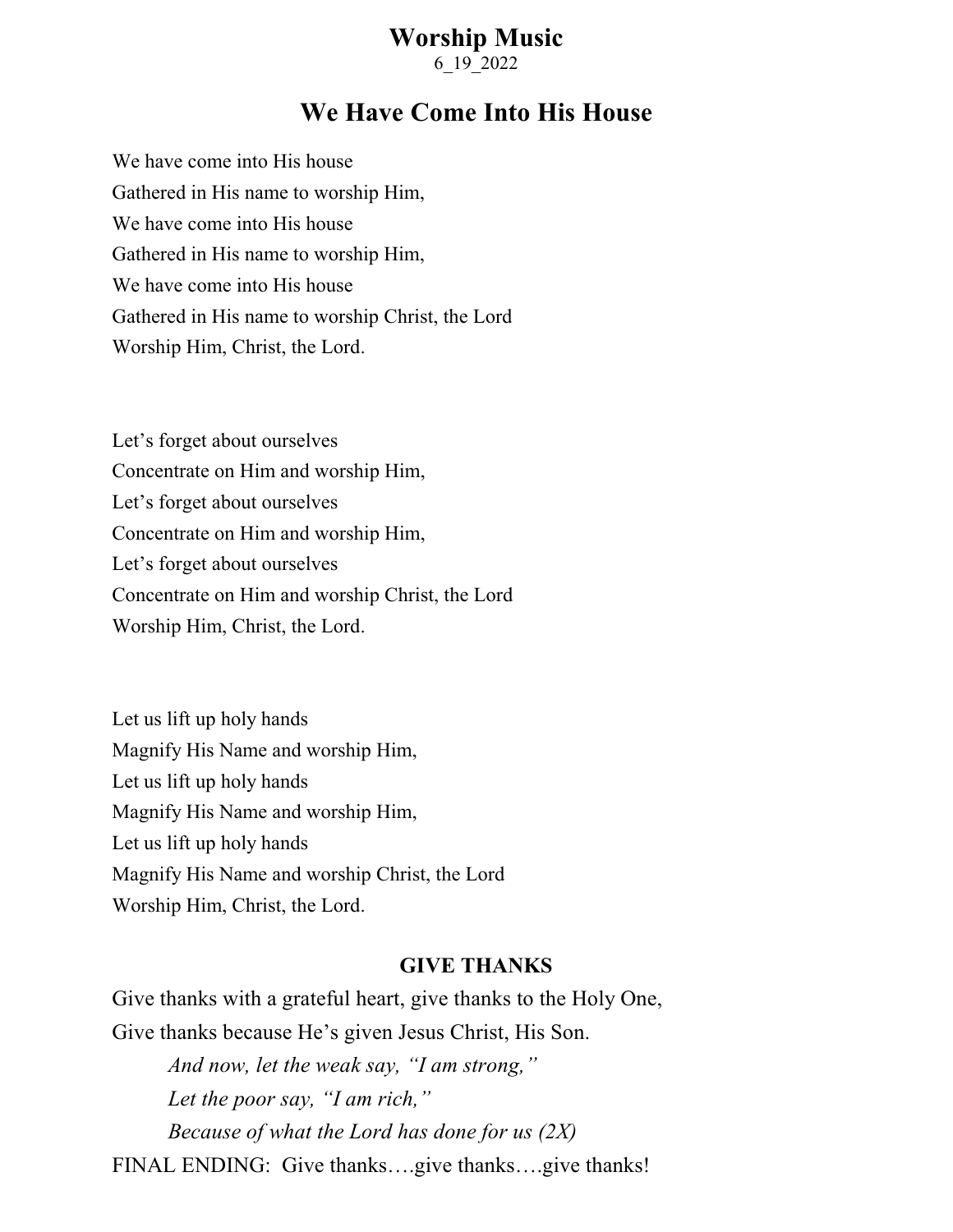# Worship Music

6_19_2022

## We Have Come Into His House

We have come into His house
Gathered in His name to worship Him,
We have come into His house
Gathered in His name to worship Him,
We have come into His house
Gathered in His name to worship Christ, the Lord
Worship Him, Christ, the Lord.

Let's forget about ourselves
Concentrate on Him and worship Him,
Let's forget about ourselves
Concentrate on Him and worship Him,
Let's forget about ourselves
Concentrate on Him and worship Christ, the Lord
Worship Him, Christ, the Lord.

Let us lift up holy hands
Magnify His Name and worship Him,
Let us lift up holy hands
Magnify His Name and worship Him,
Let us lift up holy hands
Magnify His Name and worship Christ, the Lord
Worship Him, Christ, the Lord.

### GIVE THANKS

Give thanks with a grateful heart, give thanks to the Holy One,
Give thanks because He's given Jesus Christ, His Son.

*And now, let the weak say, "I am strong,"*
*Let the poor say, "I am rich,"*
*Because of what the Lord has done for us (2X)*

FINAL ENDING: Give thanks….give thanks….give thanks!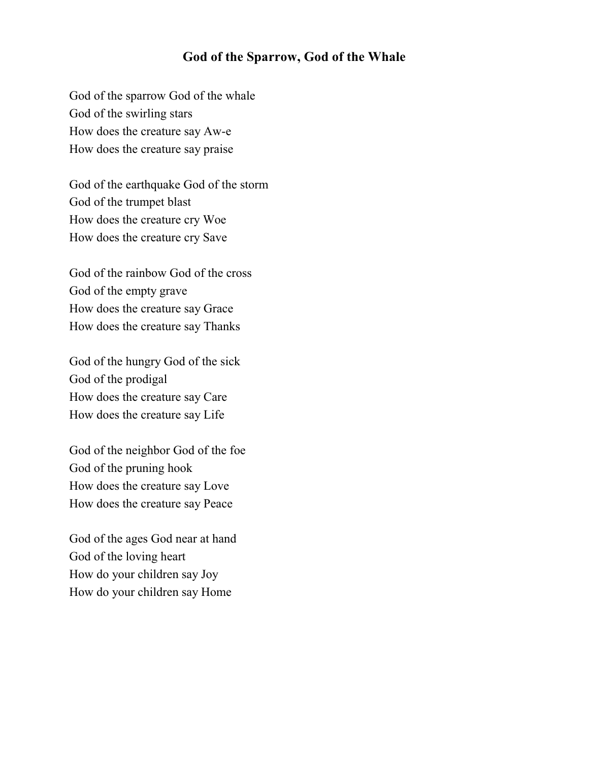# God of the Sparrow, God of the Whale

God of the sparrow God of the whale
God of the swirling stars
How does the creature say Aw-e
How does the creature say praise

God of the earthquake God of the storm
God of the trumpet blast
How does the creature cry Woe
How does the creature cry Save

God of the rainbow God of the cross
God of the empty grave
How does the creature say Grace
How does the creature say Thanks

God of the hungry God of the sick
God of the prodigal
How does the creature say Care
How does the creature say Life

God of the neighbor God of the foe
God of the pruning hook
How does the creature say Love
How does the creature say Peace

God of the ages God near at hand
God of the loving heart
How do your children say Joy
How do your children say Home